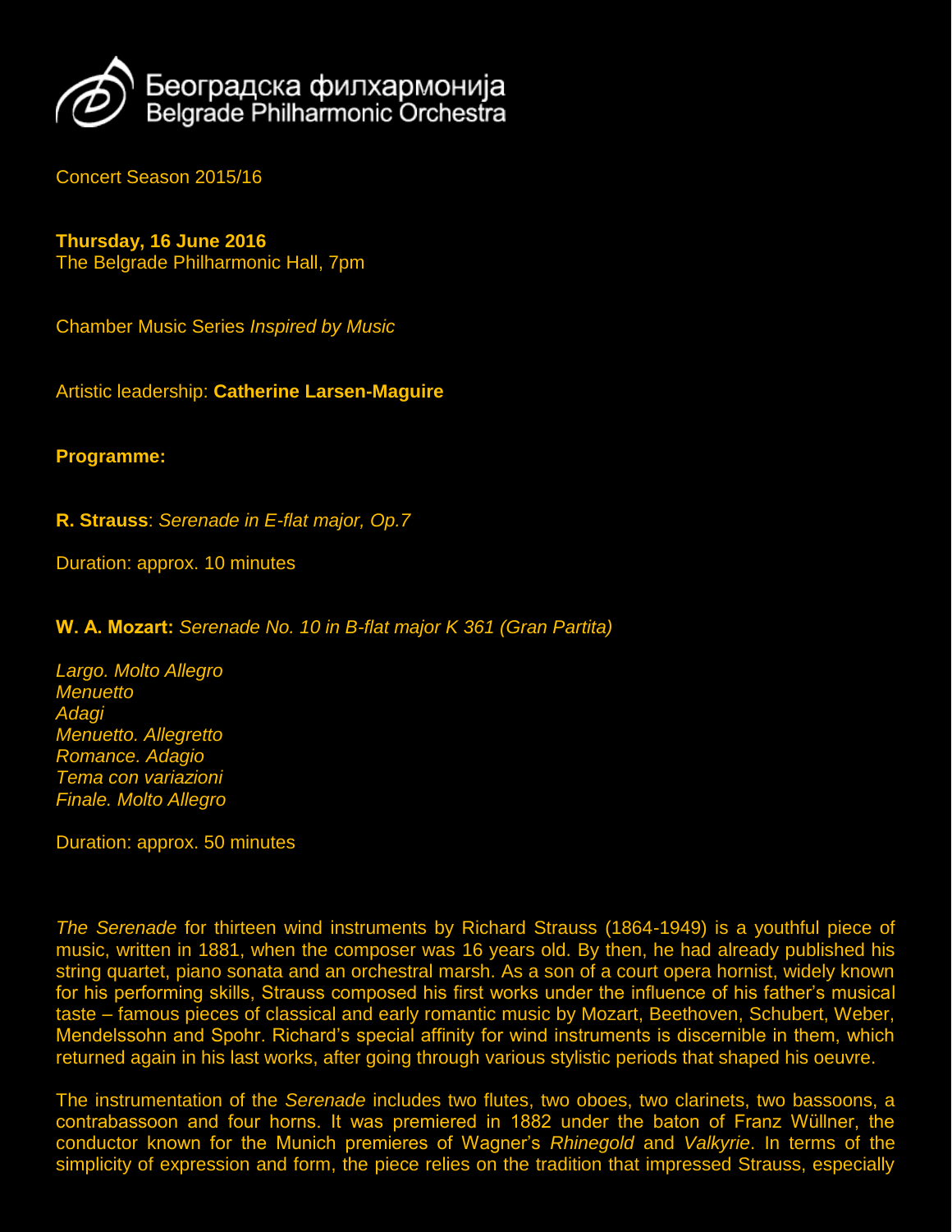Београдска филхармонија
Belgrade Philharmonic Orchestra

Concert Season 2015/16

**Thursday, 16 June 2016**
The Belgrade Philharmonic Hall, 7pm

Chamber Music Series *Inspired by Music*

Artistic leadership: **Catherine Larsen-Maguire**

**Programme:**

**R. Strauss**: *Serenade in E-flat major, Op.7*

Duration: approx. 10 minutes

**W. A. Mozart:** *Serenade No. 10 in B-flat major K 361 (Gran Partita)*

*Largo. Molto Allegro*
*Menuetto*
*Adagi*
*Menuetto. Allegretto*
*Romance. Adagio*
*Tema con variazioni*
*Finale. Molto Allegro*

Duration: approx. 50 minutes

*The Serenade* for thirteen wind instruments by Richard Strauss (1864-1949) is a youthful piece of music, written in 1881, when the composer was 16 years old. By then, he had already published his string quartet, piano sonata and an orchestral marsh. As a son of a court opera hornist, widely known for his performing skills, Strauss composed his first works under the influence of his father's musical taste – famous pieces of classical and early romantic music by Mozart, Beethoven, Schubert, Weber, Mendelssohn and Spohr. Richard's special affinity for wind instruments is discernible in them, which returned again in his last works, after going through various stylistic periods that shaped his oeuvre.

The instrumentation of the *Serenade* includes two flutes, two oboes, two clarinets, two bassoons, a contrabassoon and four horns. It was premiered in 1882 under the baton of Franz Wüllner, the conductor known for the Munich premieres of Wagner's *Rhinegold* and *Valkyrie*. In terms of the simplicity of expression and form, the piece relies on the tradition that impressed Strauss, especially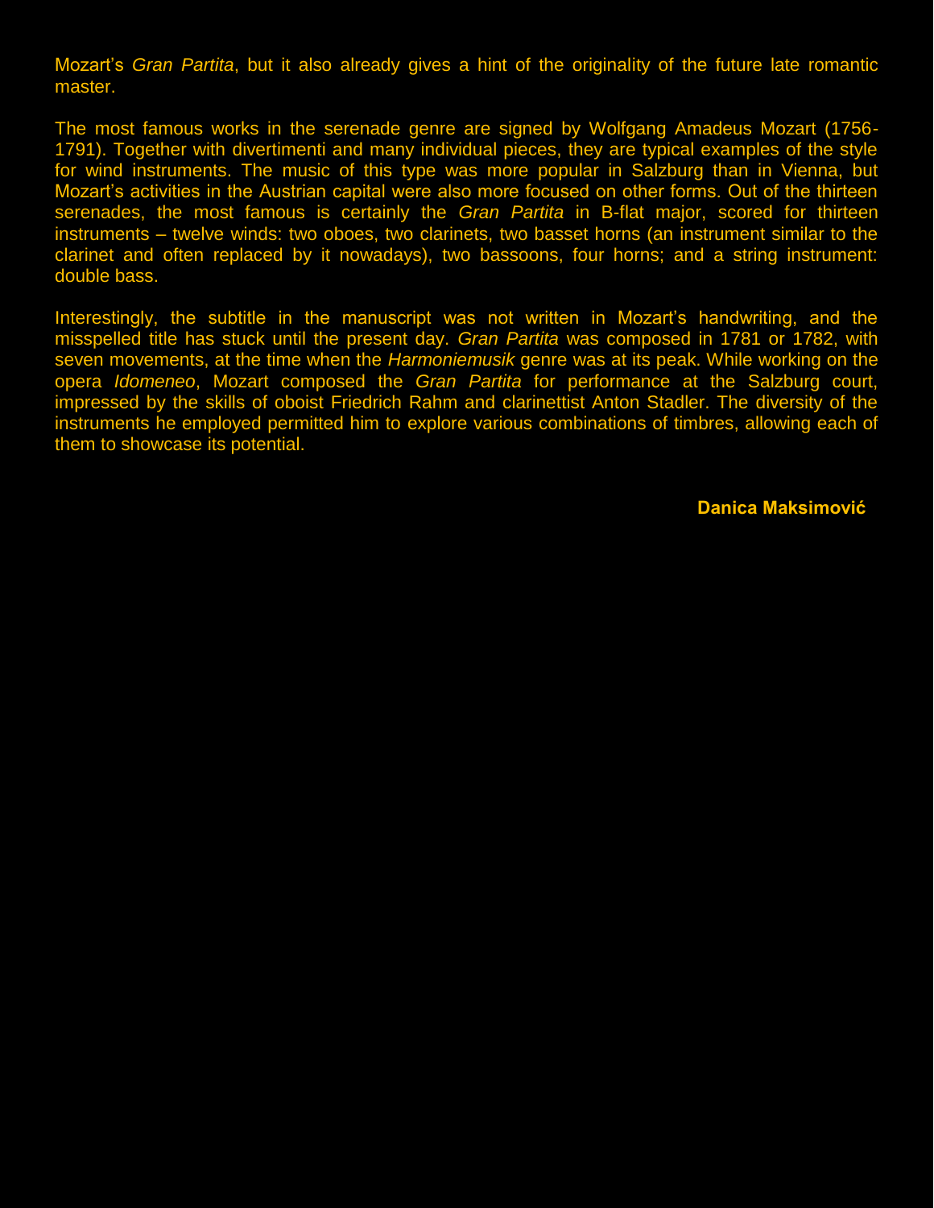Mozart's *Gran Partita*, but it also already gives a hint of the originality of the future late romantic master.

The most famous works in the serenade genre are signed by Wolfgang Amadeus Mozart (1756-1791). Together with divertimenti and many individual pieces, they are typical examples of the style for wind instruments. The music of this type was more popular in Salzburg than in Vienna, but Mozart's activities in the Austrian capital were also more focused on other forms. Out of the thirteen serenades, the most famous is certainly the *Gran Partita* in B-flat major, scored for thirteen instruments – twelve winds: two oboes, two clarinets, two basset horns (an instrument similar to the clarinet and often replaced by it nowadays), two bassoons, four horns; and a string instrument: double bass.

Interestingly, the subtitle in the manuscript was not written in Mozart's handwriting, and the misspelled title has stuck until the present day. *Gran Partita* was composed in 1781 or 1782, with seven movements, at the time when the *Harmoniemusik* genre was at its peak. While working on the opera *Idomeneo*, Mozart composed the *Gran Partita* for performance at the Salzburg court, impressed by the skills of oboist Friedrich Rahm and clarinettist Anton Stadler. The diversity of the instruments he employed permitted him to explore various combinations of timbres, allowing each of them to showcase its potential.

**Danica Maksimović**